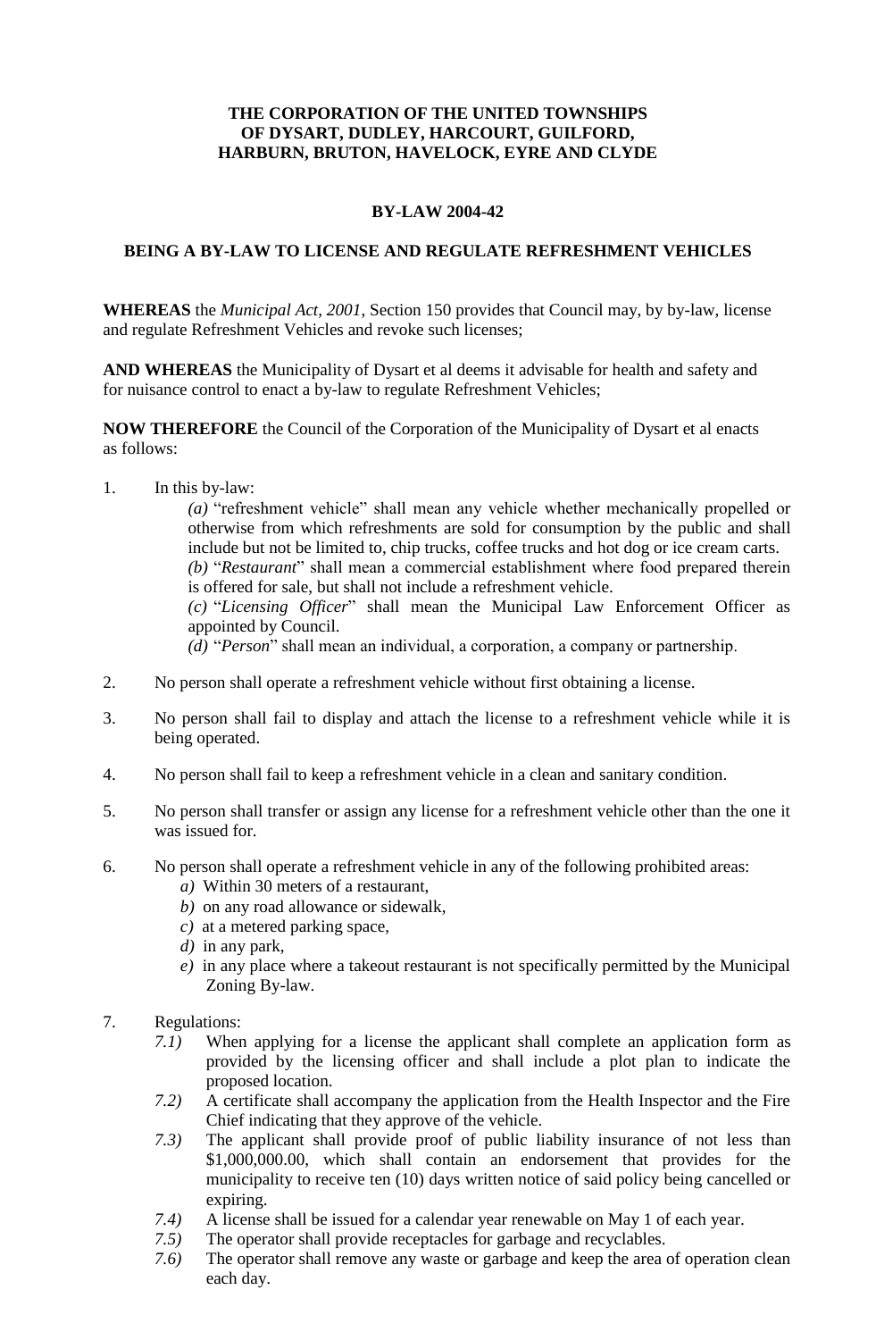**THE CORPORATION OF THE UNITED TOWNSHIPS OF DYSART, DUDLEY, HARCOURT, GUILFORD, HARBURN, BRUTON, HAVELOCK, EYRE AND CLYDE**

**BY-LAW 2004-42**

**BEING A BY-LAW TO LICENSE AND REGULATE REFRESHMENT VEHICLES**

**WHEREAS** the *Municipal Act, 2001*, Section 150 provides that Council may, by by-law, license and regulate Refreshment Vehicles and revoke such licenses;

**AND WHEREAS** the Municipality of Dysart et al deems it advisable for health and safety and for nuisance control to enact a by-law to regulate Refreshment Vehicles;

**NOW THEREFORE** the Council of the Corporation of the Municipality of Dysart et al enacts as follows:

1. In this by-law:
   *(a)* "refreshment vehicle" shall mean any vehicle whether mechanically propelled or otherwise from which refreshments are sold for consumption by the public and shall include but not be limited to, chip trucks, coffee trucks and hot dog or ice cream carts.
   *(b)* "*Restaurant*" shall mean a commercial establishment where food prepared therein is offered for sale, but shall not include a refreshment vehicle.
   *(c)* "*Licensing Officer*" shall mean the Municipal Law Enforcement Officer as appointed by Council.
   *(d)* "*Person*" shall mean an individual, a corporation, a company or partnership.

2. No person shall operate a refreshment vehicle without first obtaining a license.

3. No person shall fail to display and attach the license to a refreshment vehicle while it is being operated.

4. No person shall fail to keep a refreshment vehicle in a clean and sanitary condition.

5. No person shall transfer or assign any license for a refreshment vehicle other than the one it was issued for.

6. No person shall operate a refreshment vehicle in any of the following prohibited areas:
   *a)* Within 30 meters of a restaurant,
   *b)* on any road allowance or sidewalk,
   *c)* at a metered parking space,
   *d)* in any park,
   *e)* in any place where a takeout restaurant is not specifically permitted by the Municipal Zoning By-law.

7. Regulations:
   *7.1)* When applying for a license the applicant shall complete an application form as provided by the licensing officer and shall include a plot plan to indicate the proposed location.
   *7.2)* A certificate shall accompany the application from the Health Inspector and the Fire Chief indicating that they approve of the vehicle.
   *7.3)* The applicant shall provide proof of public liability insurance of not less than $1,000,000.00, which shall contain an endorsement that provides for the municipality to receive ten (10) days written notice of said policy being cancelled or expiring.
   *7.4)* A license shall be issued for a calendar year renewable on May 1 of each year.
   *7.5)* The operator shall provide receptacles for garbage and recyclables.
   *7.6)* The operator shall remove any waste or garbage and keep the area of operation clean each day.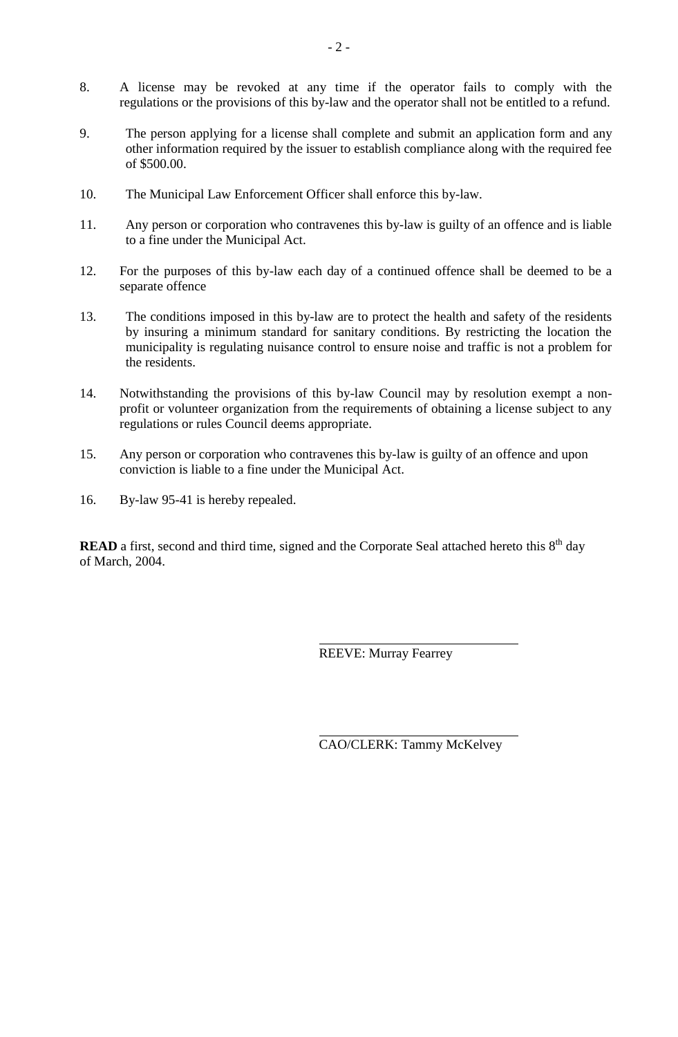8. A license may be revoked at any time if the operator fails to comply with the regulations or the provisions of this by-law and the operator shall not be entitled to a refund.

9. The person applying for a license shall complete and submit an application form and any other information required by the issuer to establish compliance along with the required fee of $500.00.

10. The Municipal Law Enforcement Officer shall enforce this by-law.

11. Any person or corporation who contravenes this by-law is guilty of an offence and is liable to a fine under the Municipal Act.

12. For the purposes of this by-law each day of a continued offence shall be deemed to be a separate offence

13. The conditions imposed in this by-law are to protect the health and safety of the residents by insuring a minimum standard for sanitary conditions. By restricting the location the municipality is regulating nuisance control to ensure noise and traffic is not a problem for the residents.

14. Notwithstanding the provisions of this by-law Council may by resolution exempt a non-profit or volunteer organization from the requirements of obtaining a license subject to any regulations or rules Council deems appropriate.

15. Any person or corporation who contravenes this by-law is guilty of an offence and upon conviction is liable to a fine under the Municipal Act.

16. By-law 95-41 is hereby repealed.

**READ** a first, second and third time, signed and the Corporate Seal attached hereto this 8th day of March, 2004.

\_\_\_\_\_\_\_\_\_\_\_\_\_\_\_\_\_\_\_\_\_\_\_\_\_\_\_\_
REEVE: Murray Fearrey

\_\_\_\_\_\_\_\_\_\_\_\_\_\_\_\_\_\_\_\_\_\_\_\_\_\_\_\_
CAO/CLERK: Tammy McKelvey